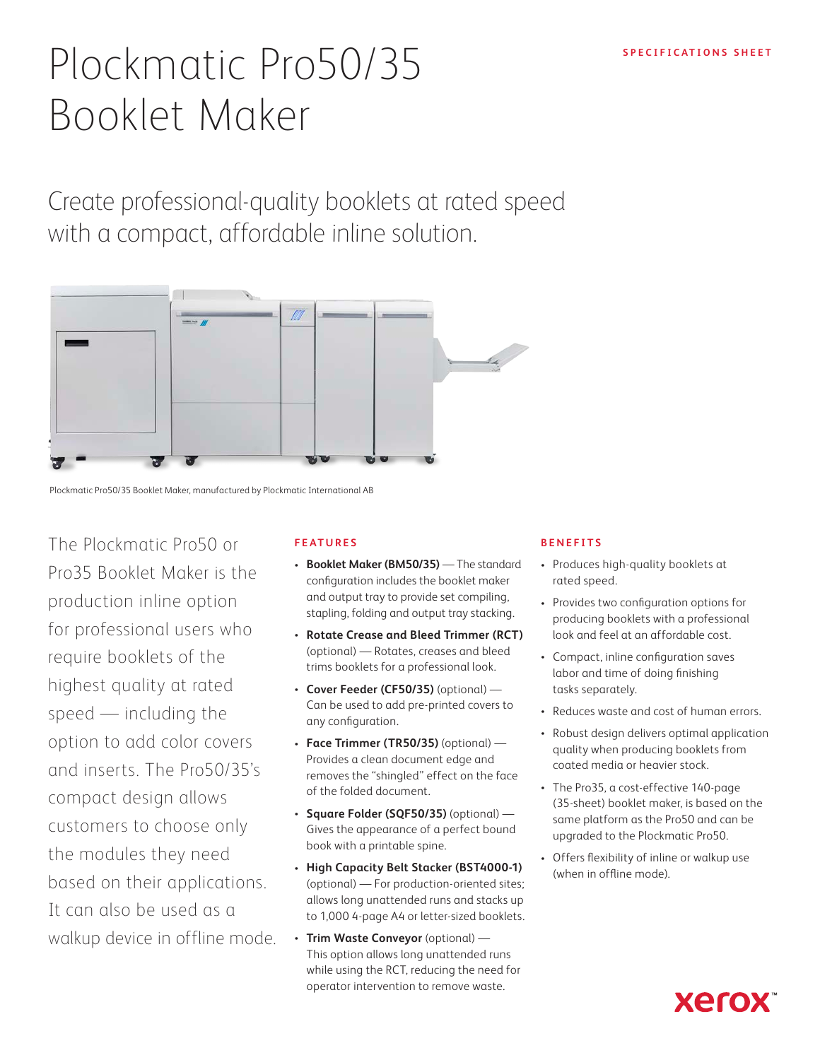SPECIFICATIONS SHEET

# Plockmatic Pro50/35 Booklet Maker

## Create professional-quality booklets at rated speed with a compact, affordable inline solution.

Plockmatic Pro50/35 Booklet Maker, manufactured by Plockmatic International AB

The Plockmatic Pro50 or Pro35 Booklet Maker is the production inline option for professional users who require booklets of the highest quality at rated speed — including the option to add color covers and inserts. The Pro50/35's compact design allows customers to choose only the modules they need based on their applications. It can also be used as a walkup device in offline mode.

### FEATURES

- **Booklet Maker (BM50/35)** — The standard configuration includes the booklet maker and output tray to provide set compiling, stapling, folding and output tray stacking.
- **Rotate Crease and Bleed Trimmer (RCT)** (optional) — Rotates, creases and bleed trims booklets for a professional look.
- **Cover Feeder (CF50/35)** (optional) — Can be used to add pre-printed covers to any configuration.
- **Face Trimmer (TR50/35)** (optional) — Provides a clean document edge and removes the "shingled" effect on the face of the folded document.
- **Square Folder (SQF50/35)** (optional) — Gives the appearance of a perfect bound book with a printable spine.
- **High Capacity Belt Stacker (BST4000-1)** (optional) — For production-oriented sites; allows long unattended runs and stacks up to 1,000 4-page A4 or letter-sized booklets.
- **Trim Waste Conveyor** (optional) — This option allows long unattended runs while using the RCT, reducing the need for operator intervention to remove waste.

### BENEFITS

- Produces high-quality booklets at rated speed.
- Provides two configuration options for producing booklets with a professional look and feel at an affordable cost.
- Compact, inline configuration saves labor and time of doing finishing tasks separately.
- Reduces waste and cost of human errors.
- Robust design delivers optimal application quality when producing booklets from coated media or heavier stock.
- The Pro35, a cost-effective 140-page (35-sheet) booklet maker, is based on the same platform as the Pro50 and can be upgraded to the Plockmatic Pro50.
- Offers flexibility of inline or walkup use (when in offline mode).

xerox™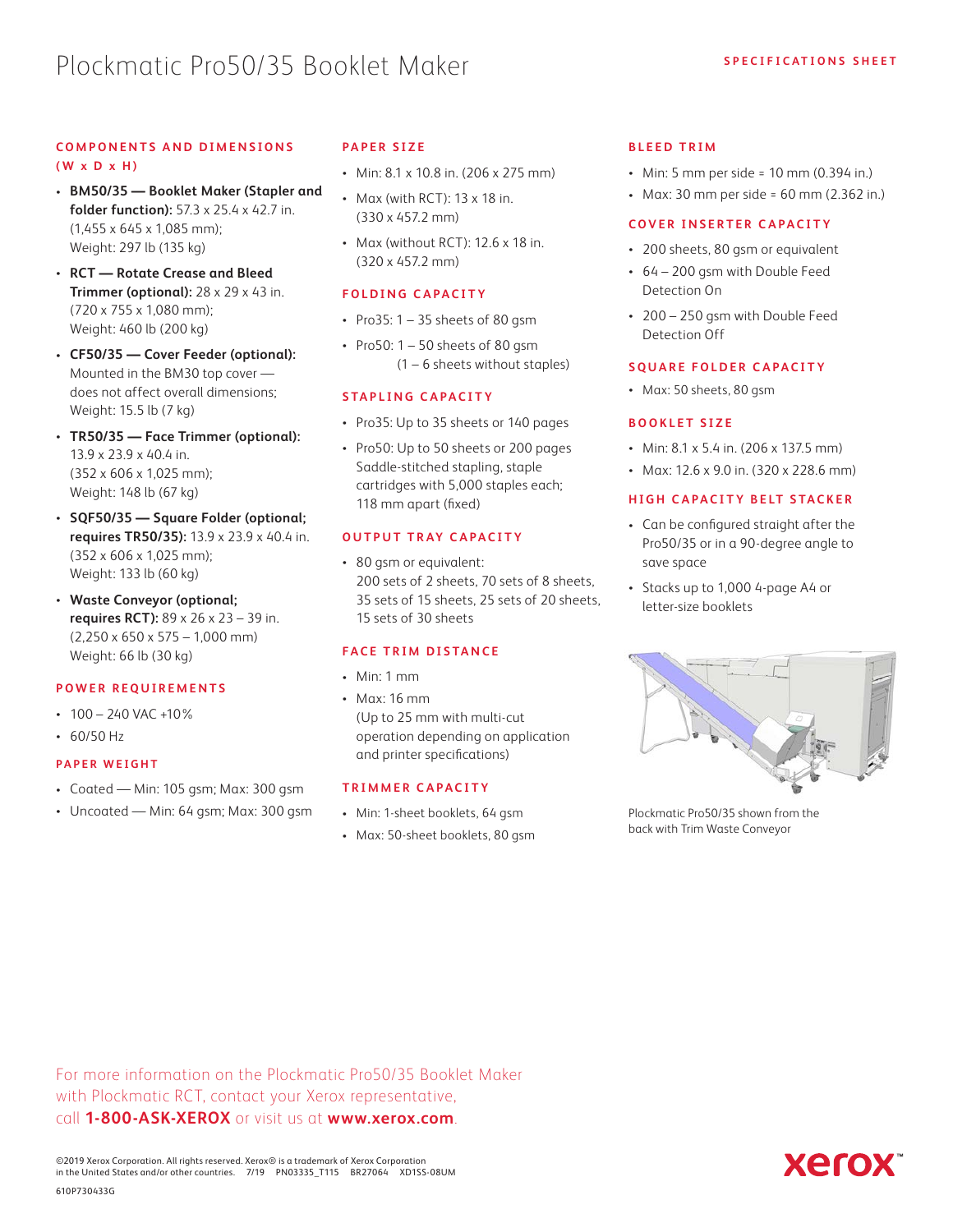# Plockmatic Pro50/35 Booklet Maker

SPECIFICATIONS SHEET

## COMPONENTS AND DIMENSIONS (W x D x H)

- **BM50/35 — Booklet Maker (Stapler and folder function):** 57.3 x 25.4 x 42.7 in. (1,455 x 645 x 1,085 mm); Weight: 297 lb (135 kg)
- **RCT — Rotate Crease and Bleed Trimmer (optional):** 28 x 29 x 43 in. (720 x 755 x 1,080 mm); Weight: 460 lb (200 kg)
- **CF50/35 — Cover Feeder (optional):** Mounted in the BM30 top cover — does not affect overall dimensions; Weight: 15.5 lb (7 kg)
- **TR50/35 — Face Trimmer (optional):** 13.9 x 23.9 x 40.4 in. (352 x 606 x 1,025 mm); Weight: 148 lb (67 kg)
- **SQF50/35 — Square Folder (optional; requires TR50/35):** 13.9 x 23.9 x 40.4 in. (352 x 606 x 1,025 mm); Weight: 133 lb (60 kg)
- **Waste Conveyor (optional; requires RCT):** 89 x 26 x 23 – 39 in. (2,250 x 650 x 575 – 1,000 mm) Weight: 66 lb (30 kg)

## POWER REQUIREMENTS

- 100 – 240 VAC +10%
- 60/50 Hz

## PAPER WEIGHT

- Coated — Min: 105 gsm; Max: 300 gsm
- Uncoated — Min: 64 gsm; Max: 300 gsm

## PAPER SIZE

- Min: 8.1 x 10.8 in. (206 x 275 mm)
- Max (with RCT): 13 x 18 in. (330 x 457.2 mm)
- Max (without RCT): 12.6 x 18 in. (320 x 457.2 mm)

## FOLDING CAPACITY

- Pro35: 1 – 35 sheets of 80 gsm
- Pro50: 1 – 50 sheets of 80 gsm (1 – 6 sheets without staples)

## STAPLING CAPACITY

- Pro35: Up to 35 sheets or 140 pages
- Pro50: Up to 50 sheets or 200 pages Saddle-stitched stapling, staple cartridges with 5,000 staples each; 118 mm apart (fixed)

## OUTPUT TRAY CAPACITY

- 80 gsm or equivalent: 200 sets of 2 sheets, 70 sets of 8 sheets, 35 sets of 15 sheets, 25 sets of 20 sheets, 15 sets of 30 sheets

## FACE TRIM DISTANCE

- Min: 1 mm
- Max: 16 mm (Up to 25 mm with multi-cut operation depending on application and printer specifications)

## TRIMMER CAPACITY

- Min: 1-sheet booklets, 64 gsm
- Max: 50-sheet booklets, 80 gsm

## BLEED TRIM

- Min: 5 mm per side = 10 mm (0.394 in.)
- Max: 30 mm per side = 60 mm (2.362 in.)

## COVER INSERTER CAPACITY

- 200 sheets, 80 gsm or equivalent
- 64 – 200 gsm with Double Feed Detection On
- 200 – 250 gsm with Double Feed Detection Off

## SQUARE FOLDER CAPACITY

- Max: 50 sheets, 80 gsm

## BOOKLET SIZE

- Min: 8.1 x 5.4 in. (206 x 137.5 mm)
- Max: 12.6 x 9.0 in. (320 x 228.6 mm)

## HIGH CAPACITY BELT STACKER

- Can be configured straight after the Pro50/35 or in a 90-degree angle to save space
- Stacks up to 1,000 4-page A4 or letter-size booklets

Plockmatic Pro50/35 shown from the back with Trim Waste Conveyor

For more information on the Plockmatic Pro50/35 Booklet Maker with Plockmatic RCT, contact your Xerox representative, call **1-800-ASK-XEROX** or visit us at **www.xerox.com**.

©2019 Xerox Corporation. All rights reserved. Xerox® is a trademark of Xerox Corporation in the United States and/or other countries. 7/19 PN03335_T115 BR27064 XD1SS-08UM

610P730433G